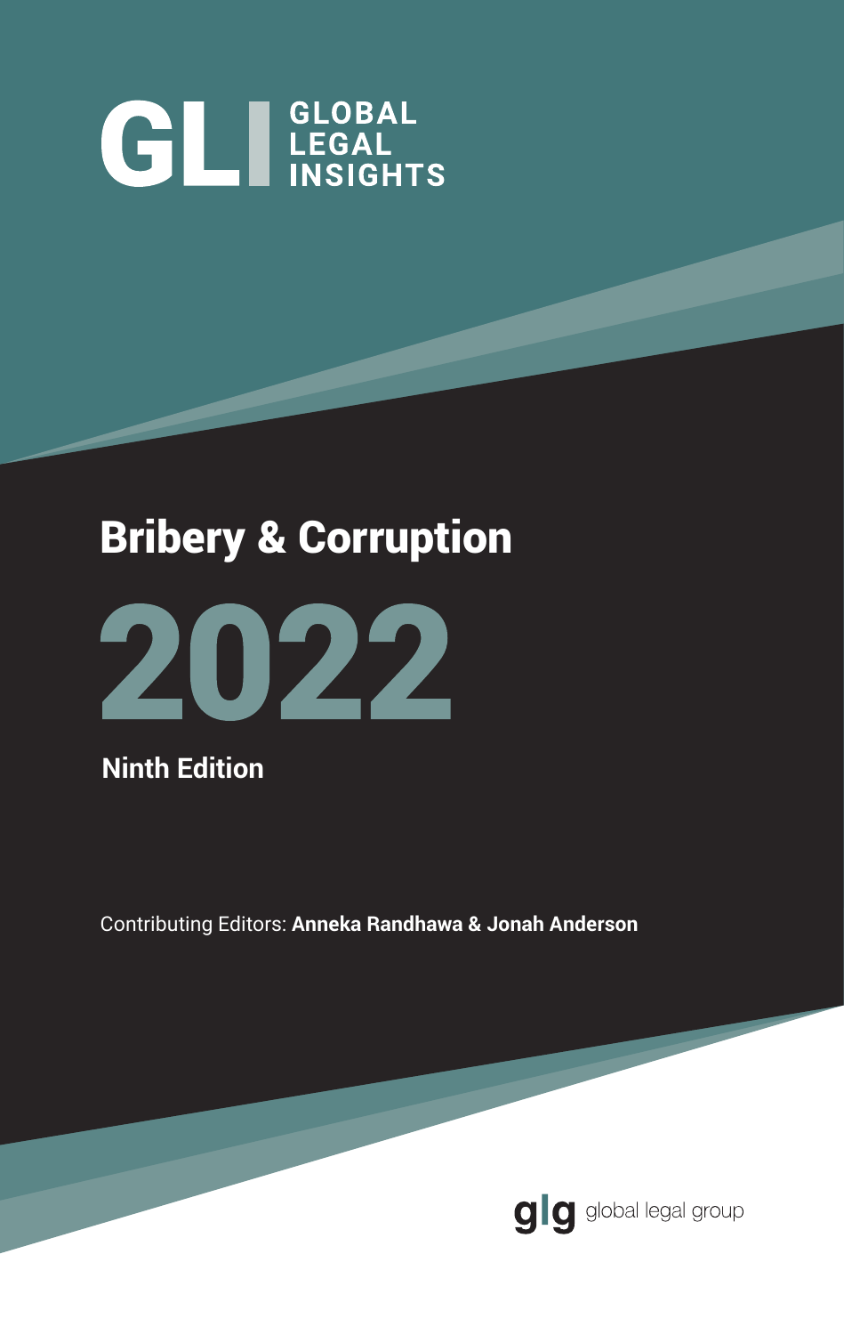GL GLOBAL LEGAL INSIGHTS

# Bribery & Corruption

# 2022

**Ninth Edition**

Contributing Editors: **Anneka Randhawa & Jonah Anderson**

glg global legal group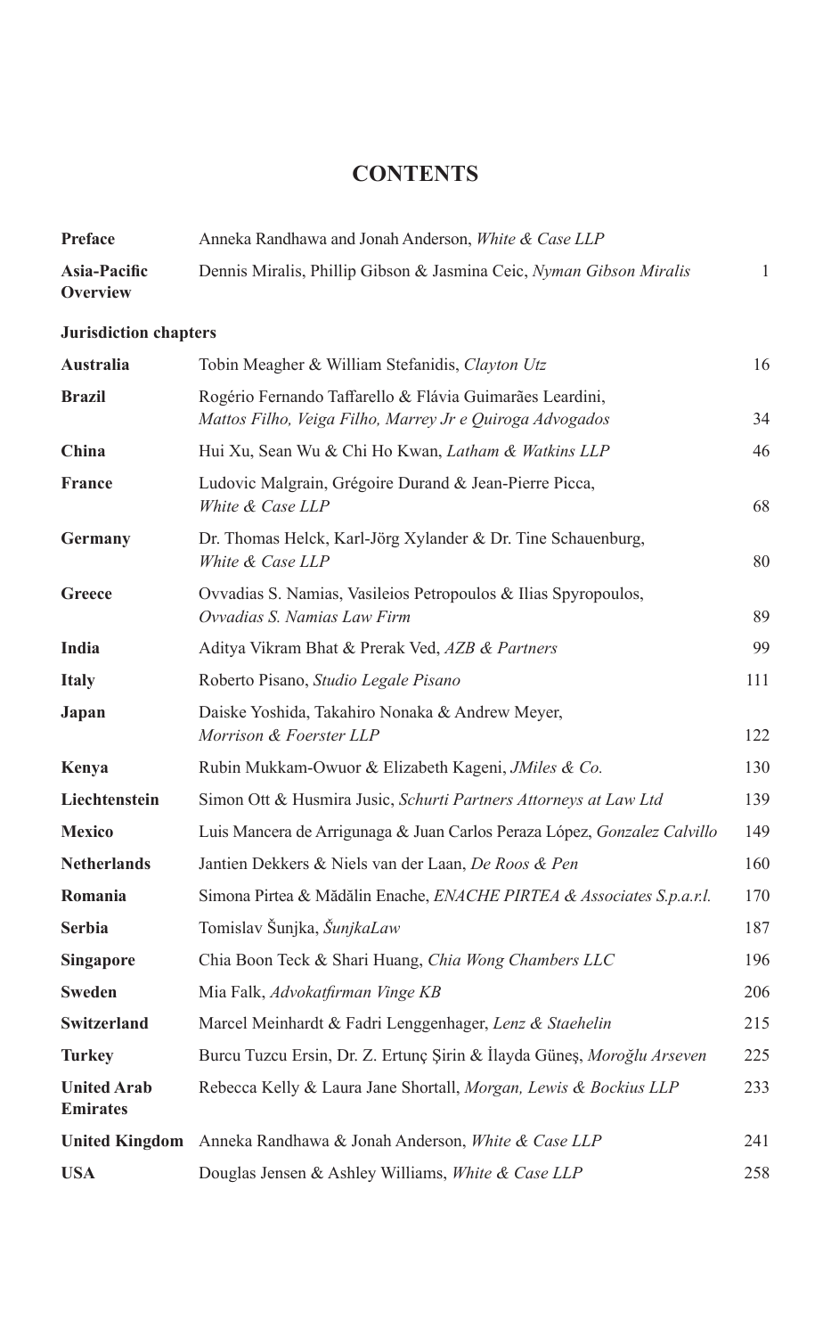# CONTENTS

| | | |
|---|---|---|
| **Preface** | Anneka Randhawa and Jonah Anderson, *White & Case LLP* | |
| **Asia-Pacific Overview** | Dennis Miralis, Phillip Gibson & Jasmina Ceic, *Nyman Gibson Miralis* | 1 |
| **Jurisdiction chapters** | | |
| **Australia** | Tobin Meagher & William Stefanidis, *Clayton Utz* | 16 |
| **Brazil** | Rogério Fernando Taffarello & Flávia Guimarães Leardini, *Mattos Filho, Veiga Filho, Marrey Jr e Quiroga Advogados* | 34 |
| **China** | Hui Xu, Sean Wu & Chi Ho Kwan, *Latham & Watkins LLP* | 46 |
| **France** | Ludovic Malgrain, Grégoire Durand & Jean-Pierre Picca, *White & Case LLP* | 68 |
| **Germany** | Dr. Thomas Helck, Karl-Jörg Xylander & Dr. Tine Schauenburg, *White & Case LLP* | 80 |
| **Greece** | Ovvadias S. Namias, Vasileios Petropoulos & Ilias Spyropoulos, *Ovvadias S. Namias Law Firm* | 89 |
| **India** | Aditya Vikram Bhat & Prerak Ved, *AZB & Partners* | 99 |
| **Italy** | Roberto Pisano, *Studio Legale Pisano* | 111 |
| **Japan** | Daiske Yoshida, Takahiro Nonaka & Andrew Meyer, *Morrison & Foerster LLP* | 122 |
| **Kenya** | Rubin Mukkam-Owuor & Elizabeth Kageni, *JMiles & Co.* | 130 |
| **Liechtenstein** | Simon Ott & Husmira Jusic, *Schurti Partners Attorneys at Law Ltd* | 139 |
| **Mexico** | Luis Mancera de Arrigunaga & Juan Carlos Peraza López, *Gonzalez Calvillo* | 149 |
| **Netherlands** | Jantien Dekkers & Niels van der Laan, *De Roos & Pen* | 160 |
| **Romania** | Simona Pirtea & Mădălin Enache, *ENACHE PIRTEA & Associates S.p.a.r.l.* | 170 |
| **Serbia** | Tomislav Šunjka, *ŠunjkaLaw* | 187 |
| **Singapore** | Chia Boon Teck & Shari Huang, *Chia Wong Chambers LLC* | 196 |
| **Sweden** | Mia Falk, *Advokatfirman Vinge KB* | 206 |
| **Switzerland** | Marcel Meinhardt & Fadri Lenggenhager, *Lenz & Staehelin* | 215 |
| **Turkey** | Burcu Tuzcu Ersin, Dr. Z. Ertunç Şirin & İlayda Güneş, *Moroğlu Arseven* | 225 |
| **United Arab Emirates** | Rebecca Kelly & Laura Jane Shortall, *Morgan, Lewis & Bockius LLP* | 233 |
| **United Kingdom** | Anneka Randhawa & Jonah Anderson, *White & Case LLP* | 241 |
| **USA** | Douglas Jensen & Ashley Williams, *White & Case LLP* | 258 |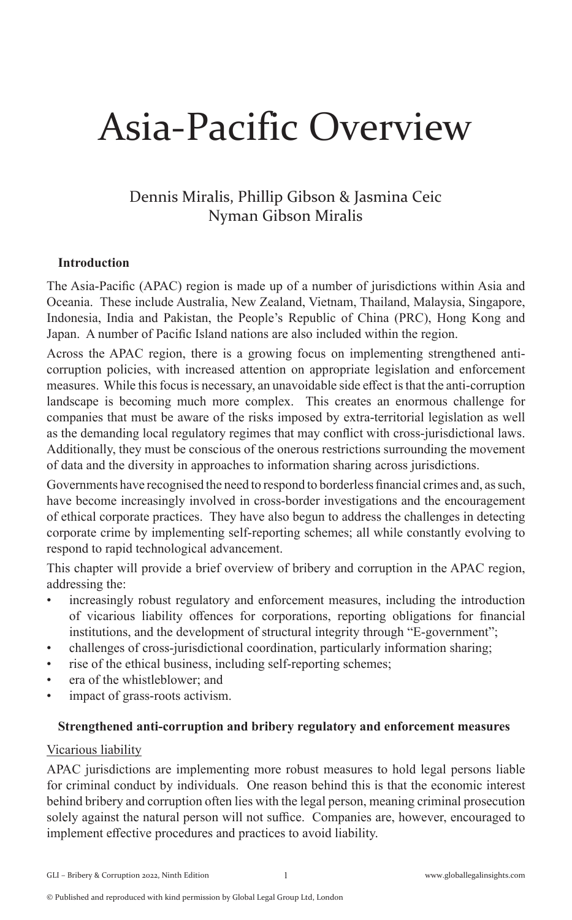# Asia-Pacific Overview

Dennis Miralis, Phillip Gibson & Jasmina Ceic
Nyman Gibson Miralis

## Introduction

The Asia-Pacific (APAC) region is made up of a number of jurisdictions within Asia and Oceania. These include Australia, New Zealand, Vietnam, Thailand, Malaysia, Singapore, Indonesia, India and Pakistan, the People's Republic of China (PRC), Hong Kong and Japan. A number of Pacific Island nations are also included within the region.

Across the APAC region, there is a growing focus on implementing strengthened anti-corruption policies, with increased attention on appropriate legislation and enforcement measures. While this focus is necessary, an unavoidable side effect is that the anti-corruption landscape is becoming much more complex. This creates an enormous challenge for companies that must be aware of the risks imposed by extra-territorial legislation as well as the demanding local regulatory regimes that may conflict with cross-jurisdictional laws. Additionally, they must be conscious of the onerous restrictions surrounding the movement of data and the diversity in approaches to information sharing across jurisdictions.

Governments have recognised the need to respond to borderless financial crimes and, as such, have become increasingly involved in cross-border investigations and the encouragement of ethical corporate practices. They have also begun to address the challenges in detecting corporate crime by implementing self-reporting schemes; all while constantly evolving to respond to rapid technological advancement.

This chapter will provide a brief overview of bribery and corruption in the APAC region, addressing the:

- increasingly robust regulatory and enforcement measures, including the introduction of vicarious liability offences for corporations, reporting obligations for financial institutions, and the development of structural integrity through "E-government";
- challenges of cross-jurisdictional coordination, particularly information sharing;
- rise of the ethical business, including self-reporting schemes;
- era of the whistleblower; and
- impact of grass-roots activism.

## Strengthened anti-corruption and bribery regulatory and enforcement measures

### Vicarious liability

APAC jurisdictions are implementing more robust measures to hold legal persons liable for criminal conduct by individuals. One reason behind this is that the economic interest behind bribery and corruption often lies with the legal person, meaning criminal prosecution solely against the natural person will not suffice. Companies are, however, encouraged to implement effective procedures and practices to avoid liability.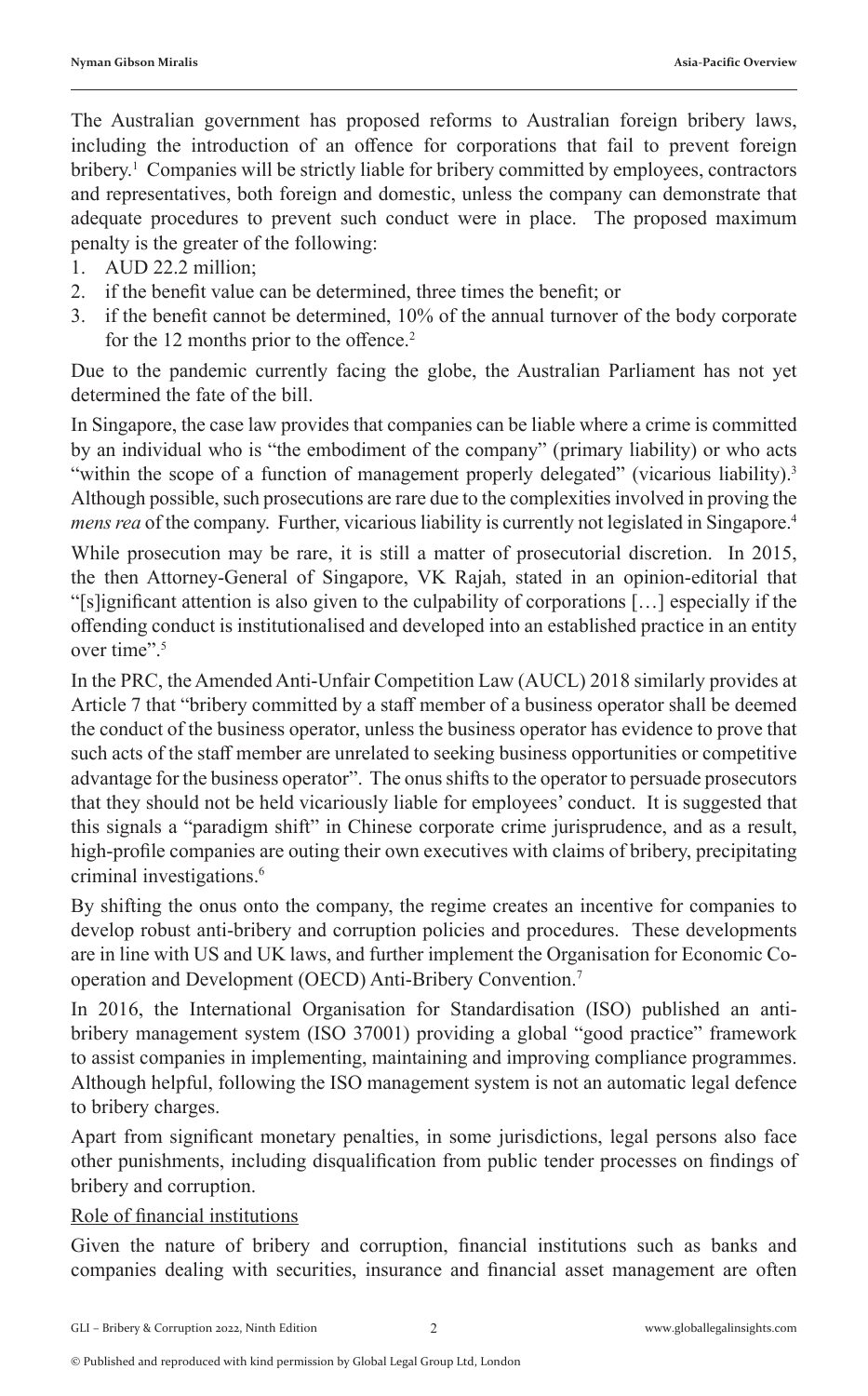The Australian government has proposed reforms to Australian foreign bribery laws, including the introduction of an offence for corporations that fail to prevent foreign bribery.[1] Companies will be strictly liable for bribery committed by employees, contractors and representatives, both foreign and domestic, unless the company can demonstrate that adequate procedures to prevent such conduct were in place. The proposed maximum penalty is the greater of the following:

1. AUD 22.2 million;
2. if the benefit value can be determined, three times the benefit; or
3. if the benefit cannot be determined, 10% of the annual turnover of the body corporate for the 12 months prior to the offence.[2]

Due to the pandemic currently facing the globe, the Australian Parliament has not yet determined the fate of the bill.

In Singapore, the case law provides that companies can be liable where a crime is committed by an individual who is "the embodiment of the company" (primary liability) or who acts "within the scope of a function of management properly delegated" (vicarious liability).[3] Although possible, such prosecutions are rare due to the complexities involved in proving the *mens rea* of the company. Further, vicarious liability is currently not legislated in Singapore.[4]

While prosecution may be rare, it is still a matter of prosecutorial discretion. In 2015, the then Attorney-General of Singapore, VK Rajah, stated in an opinion-editorial that "[s]ignificant attention is also given to the culpability of corporations […] especially if the offending conduct is institutionalised and developed into an established practice in an entity over time".[5]

In the PRC, the Amended Anti-Unfair Competition Law (AUCL) 2018 similarly provides at Article 7 that "bribery committed by a staff member of a business operator shall be deemed the conduct of the business operator, unless the business operator has evidence to prove that such acts of the staff member are unrelated to seeking business opportunities or competitive advantage for the business operator". The onus shifts to the operator to persuade prosecutors that they should not be held vicariously liable for employees' conduct. It is suggested that this signals a "paradigm shift" in Chinese corporate crime jurisprudence, and as a result, high-profile companies are outing their own executives with claims of bribery, precipitating criminal investigations.[6]

By shifting the onus onto the company, the regime creates an incentive for companies to develop robust anti-bribery and corruption policies and procedures. These developments are in line with US and UK laws, and further implement the Organisation for Economic Co-operation and Development (OECD) Anti-Bribery Convention.[7]

In 2016, the International Organisation for Standardisation (ISO) published an anti-bribery management system (ISO 37001) providing a global "good practice" framework to assist companies in implementing, maintaining and improving compliance programmes. Although helpful, following the ISO management system is not an automatic legal defence to bribery charges.

Apart from significant monetary penalties, in some jurisdictions, legal persons also face other punishments, including disqualification from public tender processes on findings of bribery and corruption.

<u>Role of financial institutions</u>

Given the nature of bribery and corruption, financial institutions such as banks and companies dealing with securities, insurance and financial asset management are often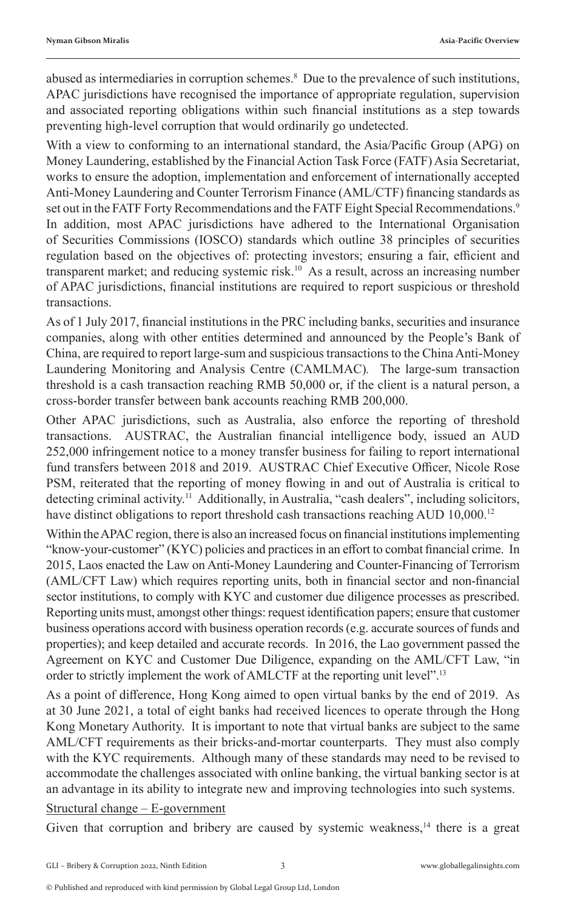abused as intermediaries in corruption schemes.[8] Due to the prevalence of such institutions, APAC jurisdictions have recognised the importance of appropriate regulation, supervision and associated reporting obligations within such financial institutions as a step towards preventing high-level corruption that would ordinarily go undetected.

With a view to conforming to an international standard, the Asia/Pacific Group (APG) on Money Laundering, established by the Financial Action Task Force (FATF) Asia Secretariat, works to ensure the adoption, implementation and enforcement of internationally accepted Anti-Money Laundering and Counter Terrorism Finance (AML/CTF) financing standards as set out in the FATF Forty Recommendations and the FATF Eight Special Recommendations.[9] In addition, most APAC jurisdictions have adhered to the International Organisation of Securities Commissions (IOSCO) standards which outline 38 principles of securities regulation based on the objectives of: protecting investors; ensuring a fair, efficient and transparent market; and reducing systemic risk.[10] As a result, across an increasing number of APAC jurisdictions, financial institutions are required to report suspicious or threshold transactions.

As of 1 July 2017, financial institutions in the PRC including banks, securities and insurance companies, along with other entities determined and announced by the People's Bank of China, are required to report large-sum and suspicious transactions to the China Anti-Money Laundering Monitoring and Analysis Centre (CAMLMAC). The large-sum transaction threshold is a cash transaction reaching RMB 50,000 or, if the client is a natural person, a cross-border transfer between bank accounts reaching RMB 200,000.

Other APAC jurisdictions, such as Australia, also enforce the reporting of threshold transactions. AUSTRAC, the Australian financial intelligence body, issued an AUD 252,000 infringement notice to a money transfer business for failing to report international fund transfers between 2018 and 2019. AUSTRAC Chief Executive Officer, Nicole Rose PSM, reiterated that the reporting of money flowing in and out of Australia is critical to detecting criminal activity.[11] Additionally, in Australia, "cash dealers", including solicitors, have distinct obligations to report threshold cash transactions reaching AUD 10,000.[12]

Within the APAC region, there is also an increased focus on financial institutions implementing "know-your-customer" (KYC) policies and practices in an effort to combat financial crime. In 2015, Laos enacted the Law on Anti-Money Laundering and Counter-Financing of Terrorism (AML/CFT Law) which requires reporting units, both in financial sector and non-financial sector institutions, to comply with KYC and customer due diligence processes as prescribed. Reporting units must, amongst other things: request identification papers; ensure that customer business operations accord with business operation records (e.g. accurate sources of funds and properties); and keep detailed and accurate records. In 2016, the Lao government passed the Agreement on KYC and Customer Due Diligence, expanding on the AML/CFT Law, "in order to strictly implement the work of AMLCTF at the reporting unit level".[13]

As a point of difference, Hong Kong aimed to open virtual banks by the end of 2019. As at 30 June 2021, a total of eight banks had received licences to operate through the Hong Kong Monetary Authority. It is important to note that virtual banks are subject to the same AML/CFT requirements as their bricks-and-mortar counterparts. They must also comply with the KYC requirements. Although many of these standards may need to be revised to accommodate the challenges associated with online banking, the virtual banking sector is at an advantage in its ability to integrate new and improving technologies into such systems.

<u>Structural change – E-government</u>

Given that corruption and bribery are caused by systemic weakness,[14] there is a great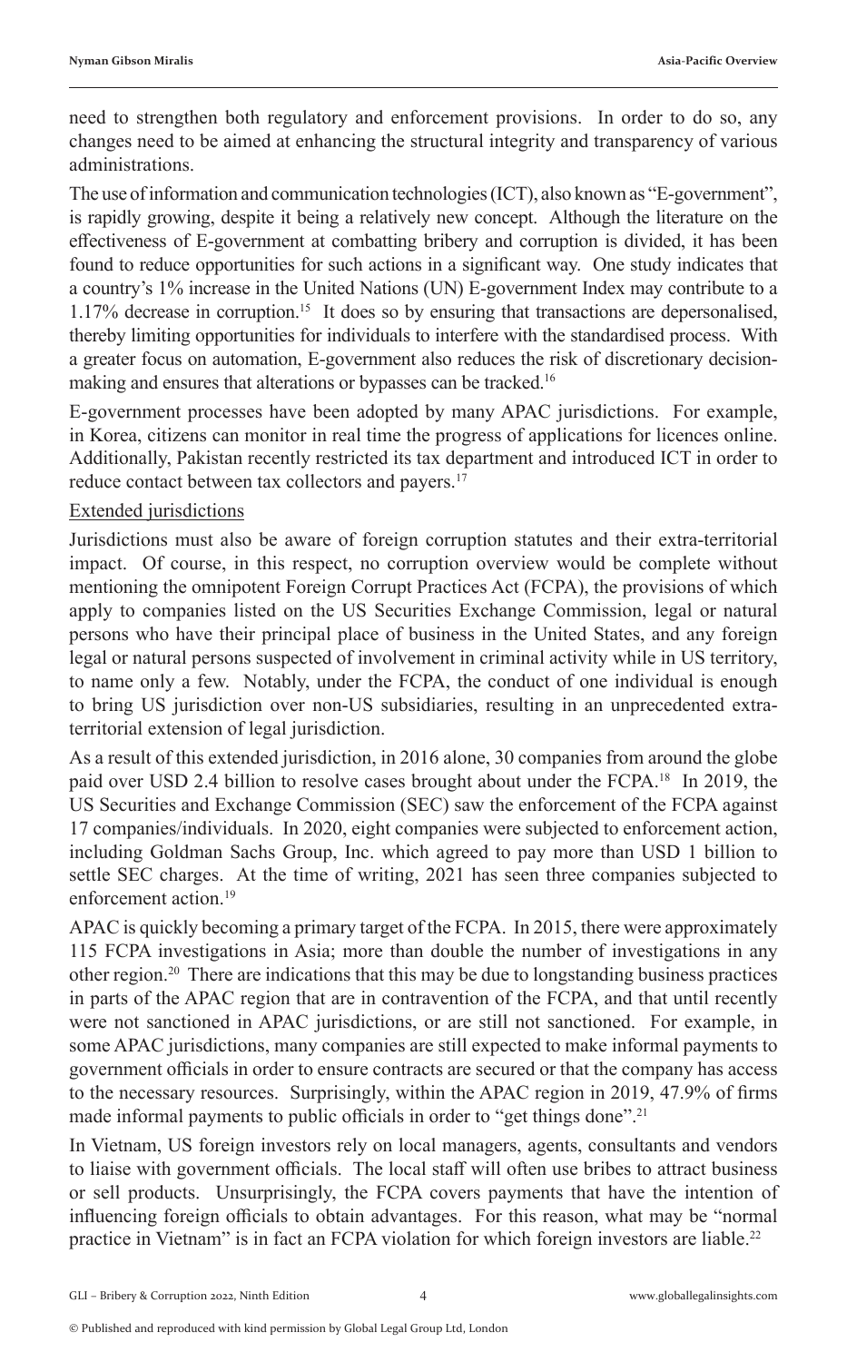need to strengthen both regulatory and enforcement provisions. In order to do so, any changes need to be aimed at enhancing the structural integrity and transparency of various administrations.

The use of information and communication technologies (ICT), also known as "E-government", is rapidly growing, despite it being a relatively new concept. Although the literature on the effectiveness of E-government at combatting bribery and corruption is divided, it has been found to reduce opportunities for such actions in a significant way. One study indicates that a country's 1% increase in the United Nations (UN) E-government Index may contribute to a 1.17% decrease in corruption.[15] It does so by ensuring that transactions are depersonalised, thereby limiting opportunities for individuals to interfere with the standardised process. With a greater focus on automation, E-government also reduces the risk of discretionary decision-making and ensures that alterations or bypasses can be tracked.[16]

E-government processes have been adopted by many APAC jurisdictions. For example, in Korea, citizens can monitor in real time the progress of applications for licences online. Additionally, Pakistan recently restricted its tax department and introduced ICT in order to reduce contact between tax collectors and payers.[17]

Extended jurisdictions

Jurisdictions must also be aware of foreign corruption statutes and their extra-territorial impact. Of course, in this respect, no corruption overview would be complete without mentioning the omnipotent Foreign Corrupt Practices Act (FCPA), the provisions of which apply to companies listed on the US Securities Exchange Commission, legal or natural persons who have their principal place of business in the United States, and any foreign legal or natural persons suspected of involvement in criminal activity while in US territory, to name only a few. Notably, under the FCPA, the conduct of one individual is enough to bring US jurisdiction over non-US subsidiaries, resulting in an unprecedented extra-territorial extension of legal jurisdiction.

As a result of this extended jurisdiction, in 2016 alone, 30 companies from around the globe paid over USD 2.4 billion to resolve cases brought about under the FCPA.[18] In 2019, the US Securities and Exchange Commission (SEC) saw the enforcement of the FCPA against 17 companies/individuals. In 2020, eight companies were subjected to enforcement action, including Goldman Sachs Group, Inc. which agreed to pay more than USD 1 billion to settle SEC charges. At the time of writing, 2021 has seen three companies subjected to enforcement action.[19]

APAC is quickly becoming a primary target of the FCPA. In 2015, there were approximately 115 FCPA investigations in Asia; more than double the number of investigations in any other region.[20] There are indications that this may be due to longstanding business practices in parts of the APAC region that are in contravention of the FCPA, and that until recently were not sanctioned in APAC jurisdictions, or are still not sanctioned. For example, in some APAC jurisdictions, many companies are still expected to make informal payments to government officials in order to ensure contracts are secured or that the company has access to the necessary resources. Surprisingly, within the APAC region in 2019, 47.9% of firms made informal payments to public officials in order to "get things done".[21]

In Vietnam, US foreign investors rely on local managers, agents, consultants and vendors to liaise with government officials. The local staff will often use bribes to attract business or sell products. Unsurprisingly, the FCPA covers payments that have the intention of influencing foreign officials to obtain advantages. For this reason, what may be "normal practice in Vietnam" is in fact an FCPA violation for which foreign investors are liable.[22]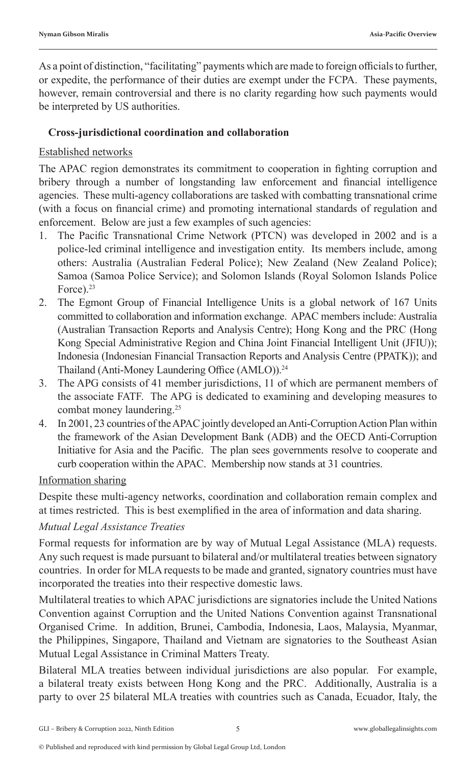As a point of distinction, "facilitating" payments which are made to foreign officials to further, or expedite, the performance of their duties are exempt under the FCPA. These payments, however, remain controversial and there is no clarity regarding how such payments would be interpreted by US authorities.

## Cross-jurisdictional coordination and collaboration

<u>Established networks</u>

The APAC region demonstrates its commitment to cooperation in fighting corruption and bribery through a number of longstanding law enforcement and financial intelligence agencies. These multi-agency collaborations are tasked with combatting transnational crime (with a focus on financial crime) and promoting international standards of regulation and enforcement. Below are just a few examples of such agencies:

1. The Pacific Transnational Crime Network (PTCN) was developed in 2002 and is a police-led criminal intelligence and investigation entity. Its members include, among others: Australia (Australian Federal Police); New Zealand (New Zealand Police); Samoa (Samoa Police Service); and Solomon Islands (Royal Solomon Islands Police Force).[23]
2. The Egmont Group of Financial Intelligence Units is a global network of 167 Units committed to collaboration and information exchange. APAC members include: Australia (Australian Transaction Reports and Analysis Centre); Hong Kong and the PRC (Hong Kong Special Administrative Region and China Joint Financial Intelligent Unit (JFIU)); Indonesia (Indonesian Financial Transaction Reports and Analysis Centre (PPATK)); and Thailand (Anti-Money Laundering Office (AMLO)).[24]
3. The APG consists of 41 member jurisdictions, 11 of which are permanent members of the associate FATF. The APG is dedicated to examining and developing measures to combat money laundering.[25]
4. In 2001, 23 countries of the APAC jointly developed an Anti-Corruption Action Plan within the framework of the Asian Development Bank (ADB) and the OECD Anti-Corruption Initiative for Asia and the Pacific. The plan sees governments resolve to cooperate and curb cooperation within the APAC. Membership now stands at 31 countries.

<u>Information sharing</u>

Despite these multi-agency networks, coordination and collaboration remain complex and at times restricted. This is best exemplified in the area of information and data sharing.

*Mutual Legal Assistance Treaties*

Formal requests for information are by way of Mutual Legal Assistance (MLA) requests. Any such request is made pursuant to bilateral and/or multilateral treaties between signatory countries. In order for MLA requests to be made and granted, signatory countries must have incorporated the treaties into their respective domestic laws.

Multilateral treaties to which APAC jurisdictions are signatories include the United Nations Convention against Corruption and the United Nations Convention against Transnational Organised Crime. In addition, Brunei, Cambodia, Indonesia, Laos, Malaysia, Myanmar, the Philippines, Singapore, Thailand and Vietnam are signatories to the Southeast Asian Mutual Legal Assistance in Criminal Matters Treaty.

Bilateral MLA treaties between individual jurisdictions are also popular. For example, a bilateral treaty exists between Hong Kong and the PRC. Additionally, Australia is a party to over 25 bilateral MLA treaties with countries such as Canada, Ecuador, Italy, the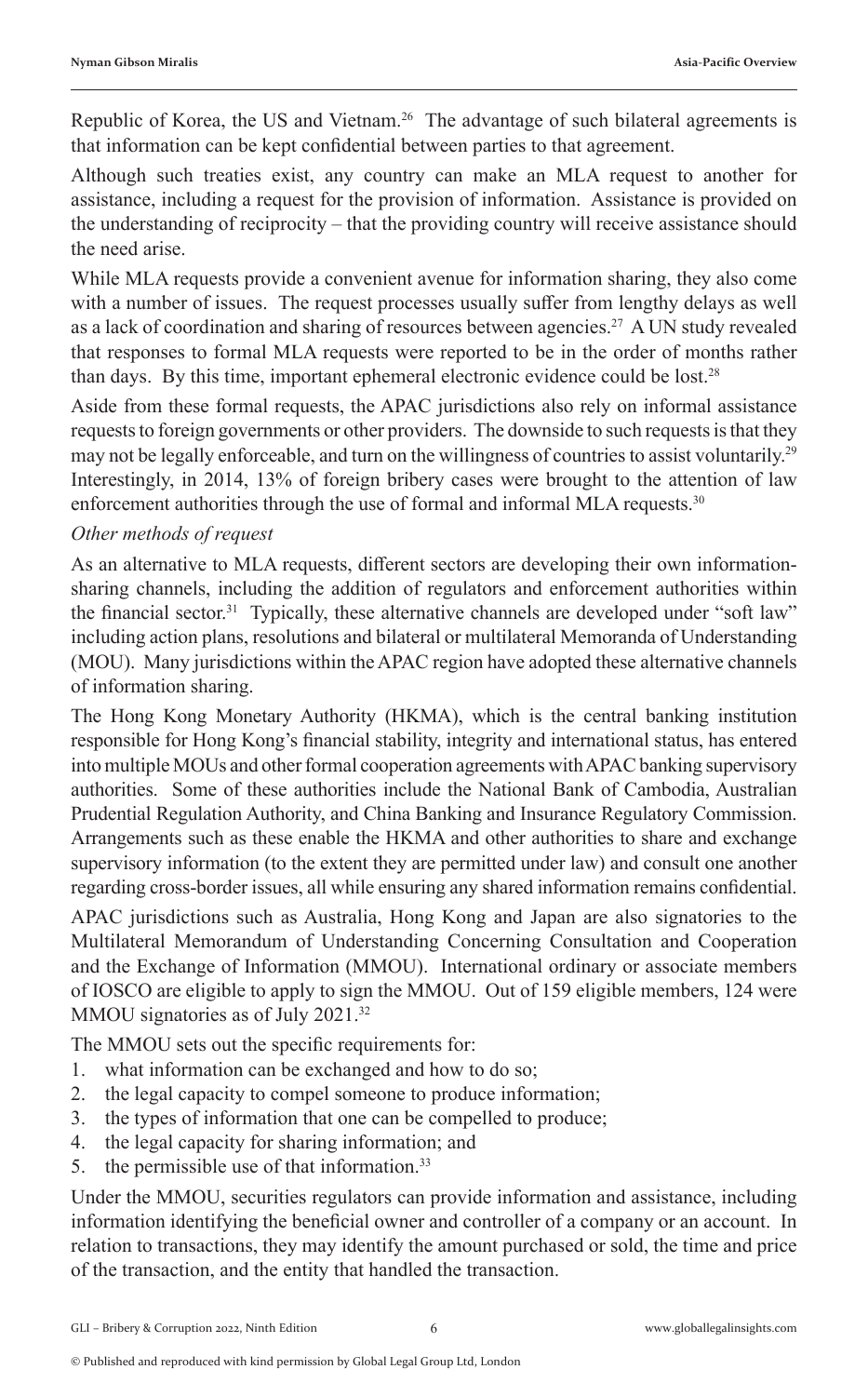Republic of Korea, the US and Vietnam.[26] The advantage of such bilateral agreements is that information can be kept confidential between parties to that agreement.

Although such treaties exist, any country can make an MLA request to another for assistance, including a request for the provision of information. Assistance is provided on the understanding of reciprocity – that the providing country will receive assistance should the need arise.

While MLA requests provide a convenient avenue for information sharing, they also come with a number of issues. The request processes usually suffer from lengthy delays as well as a lack of coordination and sharing of resources between agencies.[27] A UN study revealed that responses to formal MLA requests were reported to be in the order of months rather than days. By this time, important ephemeral electronic evidence could be lost.[28]

Aside from these formal requests, the APAC jurisdictions also rely on informal assistance requests to foreign governments or other providers. The downside to such requests is that they may not be legally enforceable, and turn on the willingness of countries to assist voluntarily.[29] Interestingly, in 2014, 13% of foreign bribery cases were brought to the attention of law enforcement authorities through the use of formal and informal MLA requests.[30]

*Other methods of request*

As an alternative to MLA requests, different sectors are developing their own information-sharing channels, including the addition of regulators and enforcement authorities within the financial sector.[31] Typically, these alternative channels are developed under "soft law" including action plans, resolutions and bilateral or multilateral Memoranda of Understanding (MOU). Many jurisdictions within the APAC region have adopted these alternative channels of information sharing.

The Hong Kong Monetary Authority (HKMA), which is the central banking institution responsible for Hong Kong's financial stability, integrity and international status, has entered into multiple MOUs and other formal cooperation agreements with APAC banking supervisory authorities. Some of these authorities include the National Bank of Cambodia, Australian Prudential Regulation Authority, and China Banking and Insurance Regulatory Commission. Arrangements such as these enable the HKMA and other authorities to share and exchange supervisory information (to the extent they are permitted under law) and consult one another regarding cross-border issues, all while ensuring any shared information remains confidential.

APAC jurisdictions such as Australia, Hong Kong and Japan are also signatories to the Multilateral Memorandum of Understanding Concerning Consultation and Cooperation and the Exchange of Information (MMOU). International ordinary or associate members of IOSCO are eligible to apply to sign the MMOU. Out of 159 eligible members, 124 were MMOU signatories as of July 2021.[32]

The MMOU sets out the specific requirements for:

1. what information can be exchanged and how to do so;
2. the legal capacity to compel someone to produce information;
3. the types of information that one can be compelled to produce;
4. the legal capacity for sharing information; and
5. the permissible use of that information.[33]

Under the MMOU, securities regulators can provide information and assistance, including information identifying the beneficial owner and controller of a company or an account. In relation to transactions, they may identify the amount purchased or sold, the time and price of the transaction, and the entity that handled the transaction.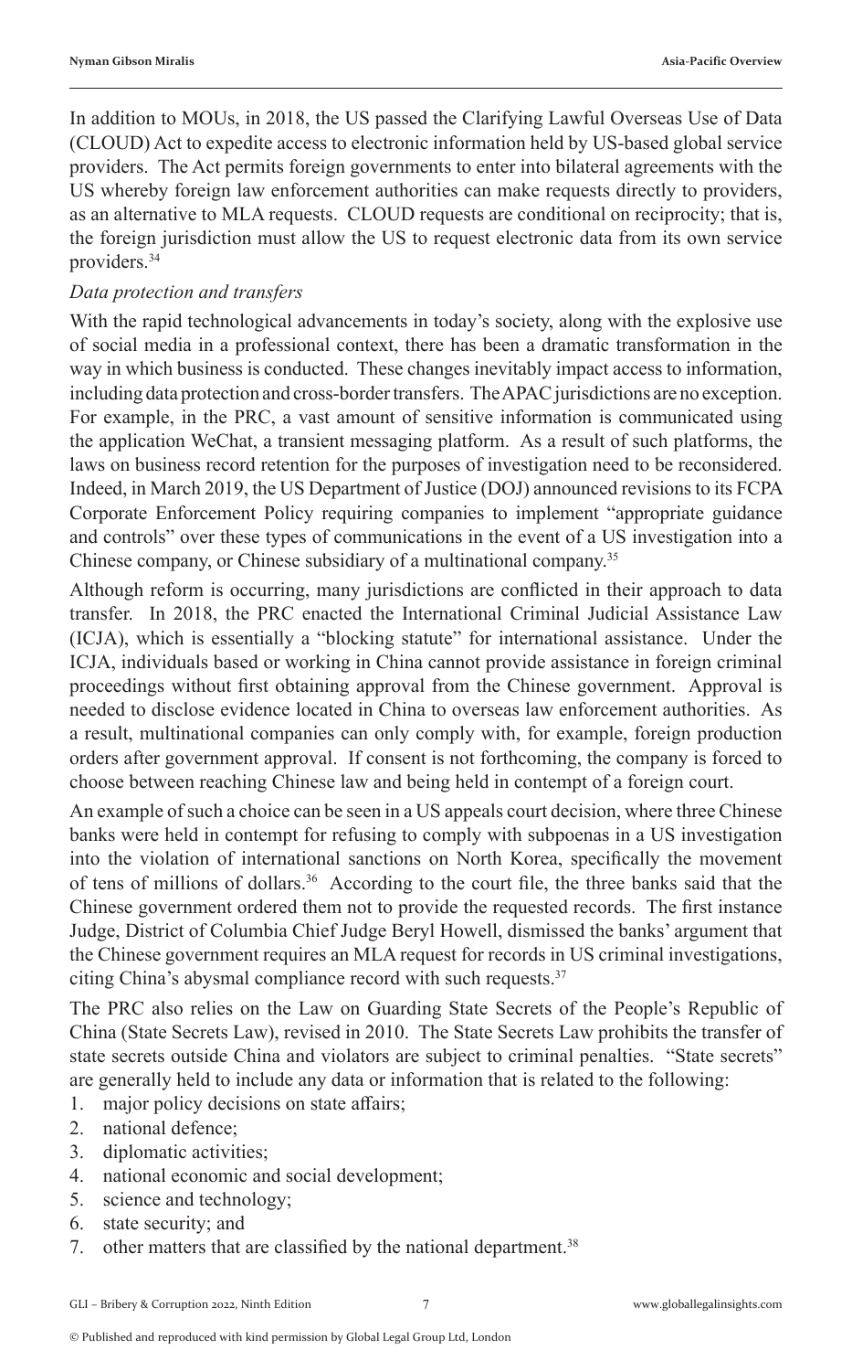In addition to MOUs, in 2018, the US passed the Clarifying Lawful Overseas Use of Data (CLOUD) Act to expedite access to electronic information held by US-based global service providers. The Act permits foreign governments to enter into bilateral agreements with the US whereby foreign law enforcement authorities can make requests directly to providers, as an alternative to MLA requests. CLOUD requests are conditional on reciprocity; that is, the foreign jurisdiction must allow the US to request electronic data from its own service providers.[34]

*Data protection and transfers*

With the rapid technological advancements in today's society, along with the explosive use of social media in a professional context, there has been a dramatic transformation in the way in which business is conducted. These changes inevitably impact access to information, including data protection and cross-border transfers. The APAC jurisdictions are no exception. For example, in the PRC, a vast amount of sensitive information is communicated using the application WeChat, a transient messaging platform. As a result of such platforms, the laws on business record retention for the purposes of investigation need to be reconsidered. Indeed, in March 2019, the US Department of Justice (DOJ) announced revisions to its FCPA Corporate Enforcement Policy requiring companies to implement "appropriate guidance and controls" over these types of communications in the event of a US investigation into a Chinese company, or Chinese subsidiary of a multinational company.[35]

Although reform is occurring, many jurisdictions are conflicted in their approach to data transfer. In 2018, the PRC enacted the International Criminal Judicial Assistance Law (ICJA), which is essentially a "blocking statute" for international assistance. Under the ICJA, individuals based or working in China cannot provide assistance in foreign criminal proceedings without first obtaining approval from the Chinese government. Approval is needed to disclose evidence located in China to overseas law enforcement authorities. As a result, multinational companies can only comply with, for example, foreign production orders after government approval. If consent is not forthcoming, the company is forced to choose between reaching Chinese law and being held in contempt of a foreign court.

An example of such a choice can be seen in a US appeals court decision, where three Chinese banks were held in contempt for refusing to comply with subpoenas in a US investigation into the violation of international sanctions on North Korea, specifically the movement of tens of millions of dollars.[36] According to the court file, the three banks said that the Chinese government ordered them not to provide the requested records. The first instance Judge, District of Columbia Chief Judge Beryl Howell, dismissed the banks' argument that the Chinese government requires an MLA request for records in US criminal investigations, citing China's abysmal compliance record with such requests.[37]

The PRC also relies on the Law on Guarding State Secrets of the People's Republic of China (State Secrets Law), revised in 2010. The State Secrets Law prohibits the transfer of state secrets outside China and violators are subject to criminal penalties. "State secrets" are generally held to include any data or information that is related to the following:

1. major policy decisions on state affairs;
2. national defence;
3. diplomatic activities;
4. national economic and social development;
5. science and technology;
6. state security; and
7. other matters that are classified by the national department.[38]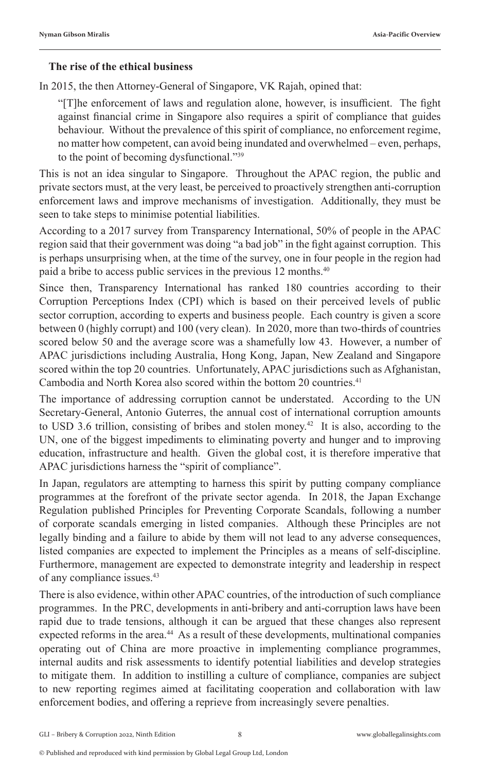### The rise of the ethical business

In 2015, the then Attorney-General of Singapore, VK Rajah, opined that:

> "[T]he enforcement of laws and regulation alone, however, is insufficient. The fight against financial crime in Singapore also requires a spirit of compliance that guides behaviour. Without the prevalence of this spirit of compliance, no enforcement regime, no matter how competent, can avoid being inundated and overwhelmed – even, perhaps, to the point of becoming dysfunctional."[39]

This is not an idea singular to Singapore. Throughout the APAC region, the public and private sectors must, at the very least, be perceived to proactively strengthen anti-corruption enforcement laws and improve mechanisms of investigation. Additionally, they must be seen to take steps to minimise potential liabilities.

According to a 2017 survey from Transparency International, 50% of people in the APAC region said that their government was doing "a bad job" in the fight against corruption. This is perhaps unsurprising when, at the time of the survey, one in four people in the region had paid a bribe to access public services in the previous 12 months.[40]

Since then, Transparency International has ranked 180 countries according to their Corruption Perceptions Index (CPI) which is based on their perceived levels of public sector corruption, according to experts and business people. Each country is given a score between 0 (highly corrupt) and 100 (very clean). In 2020, more than two-thirds of countries scored below 50 and the average score was a shamefully low 43. However, a number of APAC jurisdictions including Australia, Hong Kong, Japan, New Zealand and Singapore scored within the top 20 countries. Unfortunately, APAC jurisdictions such as Afghanistan, Cambodia and North Korea also scored within the bottom 20 countries.[41]

The importance of addressing corruption cannot be understated. According to the UN Secretary-General, Antonio Guterres, the annual cost of international corruption amounts to USD 3.6 trillion, consisting of bribes and stolen money.[42] It is also, according to the UN, one of the biggest impediments to eliminating poverty and hunger and to improving education, infrastructure and health. Given the global cost, it is therefore imperative that APAC jurisdictions harness the "spirit of compliance".

In Japan, regulators are attempting to harness this spirit by putting company compliance programmes at the forefront of the private sector agenda. In 2018, the Japan Exchange Regulation published Principles for Preventing Corporate Scandals, following a number of corporate scandals emerging in listed companies. Although these Principles are not legally binding and a failure to abide by them will not lead to any adverse consequences, listed companies are expected to implement the Principles as a means of self-discipline. Furthermore, management are expected to demonstrate integrity and leadership in respect of any compliance issues.[43]

There is also evidence, within other APAC countries, of the introduction of such compliance programmes. In the PRC, developments in anti-bribery and anti-corruption laws have been rapid due to trade tensions, although it can be argued that these changes also represent expected reforms in the area.[44] As a result of these developments, multinational companies operating out of China are more proactive in implementing compliance programmes, internal audits and risk assessments to identify potential liabilities and develop strategies to mitigate them. In addition to instilling a culture of compliance, companies are subject to new reporting regimes aimed at facilitating cooperation and collaboration with law enforcement bodies, and offering a reprieve from increasingly severe penalties.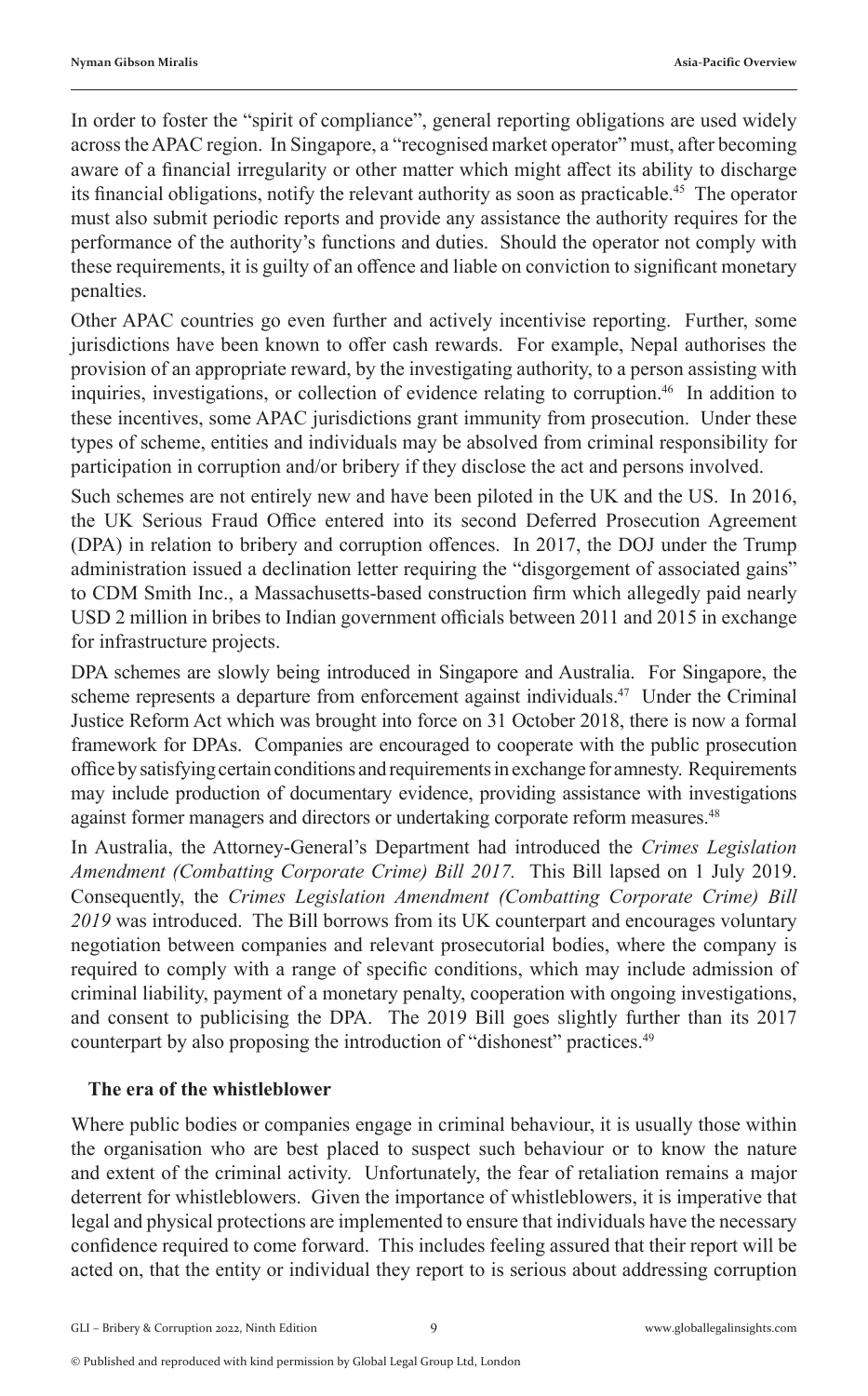In order to foster the "spirit of compliance", general reporting obligations are used widely across the APAC region. In Singapore, a "recognised market operator" must, after becoming aware of a financial irregularity or other matter which might affect its ability to discharge its financial obligations, notify the relevant authority as soon as practicable.[45] The operator must also submit periodic reports and provide any assistance the authority requires for the performance of the authority's functions and duties. Should the operator not comply with these requirements, it is guilty of an offence and liable on conviction to significant monetary penalties.

Other APAC countries go even further and actively incentivise reporting. Further, some jurisdictions have been known to offer cash rewards. For example, Nepal authorises the provision of an appropriate reward, by the investigating authority, to a person assisting with inquiries, investigations, or collection of evidence relating to corruption.[46] In addition to these incentives, some APAC jurisdictions grant immunity from prosecution. Under these types of scheme, entities and individuals may be absolved from criminal responsibility for participation in corruption and/or bribery if they disclose the act and persons involved.

Such schemes are not entirely new and have been piloted in the UK and the US. In 2016, the UK Serious Fraud Office entered into its second Deferred Prosecution Agreement (DPA) in relation to bribery and corruption offences. In 2017, the DOJ under the Trump administration issued a declination letter requiring the "disgorgement of associated gains" to CDM Smith Inc., a Massachusetts-based construction firm which allegedly paid nearly USD 2 million in bribes to Indian government officials between 2011 and 2015 in exchange for infrastructure projects.

DPA schemes are slowly being introduced in Singapore and Australia. For Singapore, the scheme represents a departure from enforcement against individuals.[47] Under the Criminal Justice Reform Act which was brought into force on 31 October 2018, there is now a formal framework for DPAs. Companies are encouraged to cooperate with the public prosecution office by satisfying certain conditions and requirements in exchange for amnesty. Requirements may include production of documentary evidence, providing assistance with investigations against former managers and directors or undertaking corporate reform measures.[48]

In Australia, the Attorney-General's Department had introduced the *Crimes Legislation Amendment (Combatting Corporate Crime) Bill 2017.* This Bill lapsed on 1 July 2019. Consequently, the *Crimes Legislation Amendment (Combatting Corporate Crime) Bill 2019* was introduced. The Bill borrows from its UK counterpart and encourages voluntary negotiation between companies and relevant prosecutorial bodies, where the company is required to comply with a range of specific conditions, which may include admission of criminal liability, payment of a monetary penalty, cooperation with ongoing investigations, and consent to publicising the DPA. The 2019 Bill goes slightly further than its 2017 counterpart by also proposing the introduction of "dishonest" practices.[49]

### The era of the whistleblower

Where public bodies or companies engage in criminal behaviour, it is usually those within the organisation who are best placed to suspect such behaviour or to know the nature and extent of the criminal activity. Unfortunately, the fear of retaliation remains a major deterrent for whistleblowers. Given the importance of whistleblowers, it is imperative that legal and physical protections are implemented to ensure that individuals have the necessary confidence required to come forward. This includes feeling assured that their report will be acted on, that the entity or individual they report to is serious about addressing corruption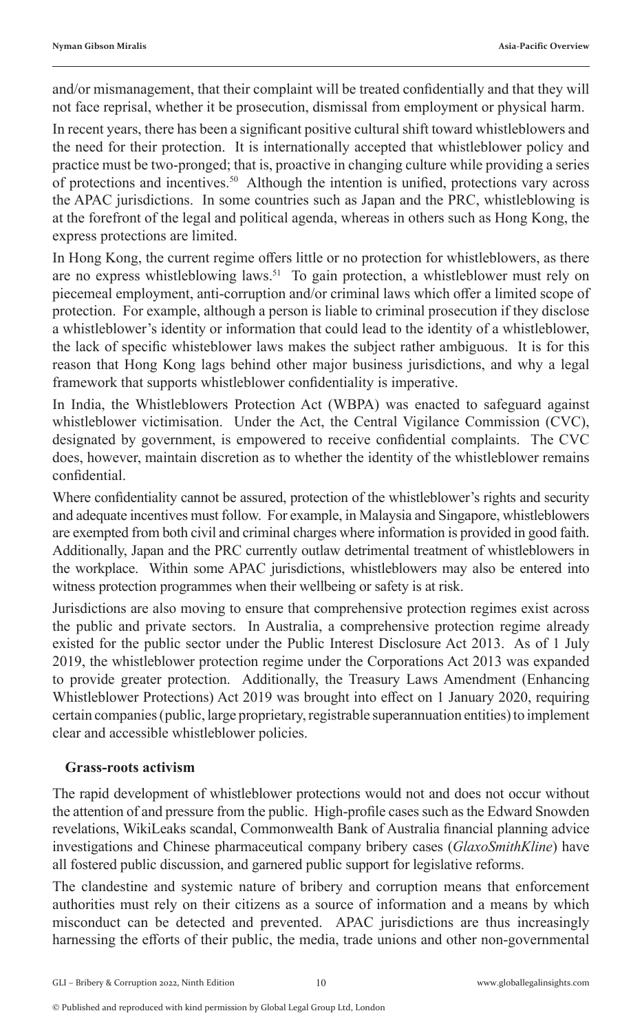and/or mismanagement, that their complaint will be treated confidentially and that they will not face reprisal, whether it be prosecution, dismissal from employment or physical harm.

In recent years, there has been a significant positive cultural shift toward whistleblowers and the need for their protection. It is internationally accepted that whistleblower policy and practice must be two-pronged; that is, proactive in changing culture while providing a series of protections and incentives.[50] Although the intention is unified, protections vary across the APAC jurisdictions. In some countries such as Japan and the PRC, whistleblowing is at the forefront of the legal and political agenda, whereas in others such as Hong Kong, the express protections are limited.

In Hong Kong, the current regime offers little or no protection for whistleblowers, as there are no express whistleblowing laws.[51] To gain protection, a whistleblower must rely on piecemeal employment, anti-corruption and/or criminal laws which offer a limited scope of protection. For example, although a person is liable to criminal prosecution if they disclose a whistleblower's identity or information that could lead to the identity of a whistleblower, the lack of specific whisteblower laws makes the subject rather ambiguous. It is for this reason that Hong Kong lags behind other major business jurisdictions, and why a legal framework that supports whistleblower confidentiality is imperative.

In India, the Whistleblowers Protection Act (WBPA) was enacted to safeguard against whistleblower victimisation. Under the Act, the Central Vigilance Commission (CVC), designated by government, is empowered to receive confidential complaints. The CVC does, however, maintain discretion as to whether the identity of the whistleblower remains confidential.

Where confidentiality cannot be assured, protection of the whistleblower's rights and security and adequate incentives must follow. For example, in Malaysia and Singapore, whistleblowers are exempted from both civil and criminal charges where information is provided in good faith. Additionally, Japan and the PRC currently outlaw detrimental treatment of whistleblowers in the workplace. Within some APAC jurisdictions, whistleblowers may also be entered into witness protection programmes when their wellbeing or safety is at risk.

Jurisdictions are also moving to ensure that comprehensive protection regimes exist across the public and private sectors. In Australia, a comprehensive protection regime already existed for the public sector under the Public Interest Disclosure Act 2013. As of 1 July 2019, the whistleblower protection regime under the Corporations Act 2013 was expanded to provide greater protection. Additionally, the Treasury Laws Amendment (Enhancing Whistleblower Protections) Act 2019 was brought into effect on 1 January 2020, requiring certain companies (public, large proprietary, registrable superannuation entities) to implement clear and accessible whistleblower policies.

### Grass-roots activism

The rapid development of whistleblower protections would not and does not occur without the attention of and pressure from the public. High-profile cases such as the Edward Snowden revelations, WikiLeaks scandal, Commonwealth Bank of Australia financial planning advice investigations and Chinese pharmaceutical company bribery cases (*GlaxoSmithKline*) have all fostered public discussion, and garnered public support for legislative reforms.

The clandestine and systemic nature of bribery and corruption means that enforcement authorities must rely on their citizens as a source of information and a means by which misconduct can be detected and prevented. APAC jurisdictions are thus increasingly harnessing the efforts of their public, the media, trade unions and other non-governmental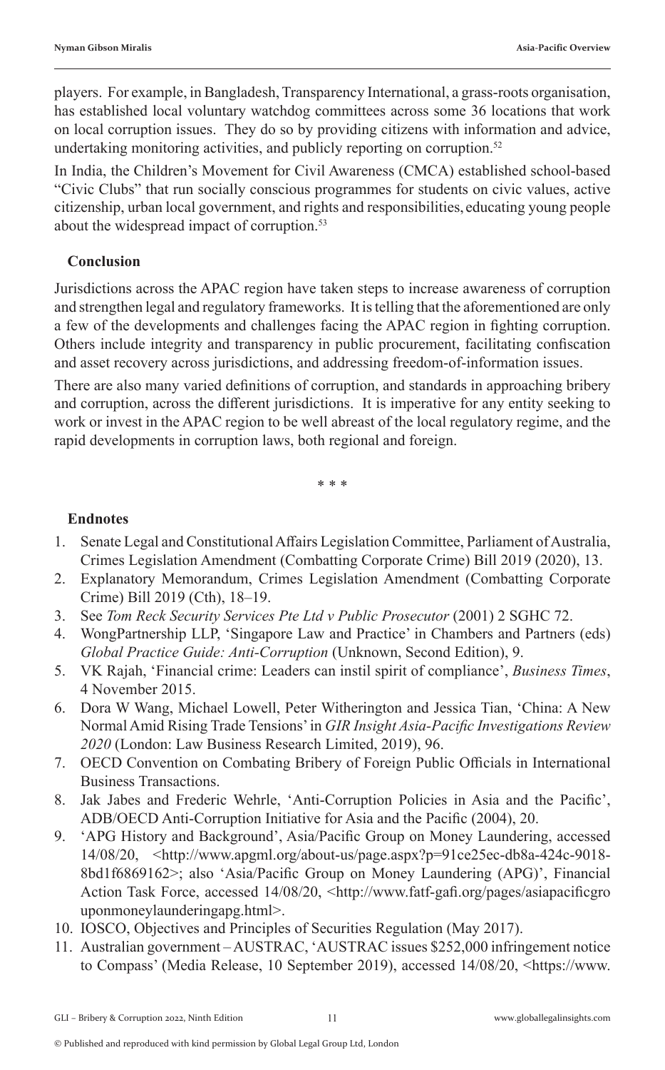players. For example, in Bangladesh, Transparency International, a grass-roots organisation, has established local voluntary watchdog committees across some 36 locations that work on local corruption issues. They do so by providing citizens with information and advice, undertaking monitoring activities, and publicly reporting on corruption.[52]

In India, the Children's Movement for Civil Awareness (CMCA) established school-based "Civic Clubs" that run socially conscious programmes for students on civic values, active citizenship, urban local government, and rights and responsibilities, educating young people about the widespread impact of corruption.[53]

## Conclusion

Jurisdictions across the APAC region have taken steps to increase awareness of corruption and strengthen legal and regulatory frameworks. It is telling that the aforementioned are only a few of the developments and challenges facing the APAC region in fighting corruption. Others include integrity and transparency in public procurement, facilitating confiscation and asset recovery across jurisdictions, and addressing freedom-of-information issues.

There are also many varied definitions of corruption, and standards in approaching bribery and corruption, across the different jurisdictions. It is imperative for any entity seeking to work or invest in the APAC region to be well abreast of the local regulatory regime, and the rapid developments in corruption laws, both regional and foreign.

\* \* \*

## Endnotes

1. Senate Legal and Constitutional Affairs Legislation Committee, Parliament of Australia, Crimes Legislation Amendment (Combatting Corporate Crime) Bill 2019 (2020), 13.
2. Explanatory Memorandum, Crimes Legislation Amendment (Combatting Corporate Crime) Bill 2019 (Cth), 18–19.
3. See *Tom Reck Security Services Pte Ltd v Public Prosecutor* (2001) 2 SGHC 72.
4. WongPartnership LLP, 'Singapore Law and Practice' in Chambers and Partners (eds) *Global Practice Guide: Anti-Corruption* (Unknown, Second Edition), 9.
5. VK Rajah, 'Financial crime: Leaders can instil spirit of compliance', *Business Times*, 4 November 2015.
6. Dora W Wang, Michael Lowell, Peter Witherington and Jessica Tian, 'China: A New Normal Amid Rising Trade Tensions' in *GIR Insight Asia-Pacific Investigations Review 2020* (London: Law Business Research Limited, 2019), 96.
7. OECD Convention on Combating Bribery of Foreign Public Officials in International Business Transactions.
8. Jak Jabes and Frederic Wehrle, 'Anti-Corruption Policies in Asia and the Pacific', ADB/OECD Anti-Corruption Initiative for Asia and the Pacific (2004), 20.
9. 'APG History and Background', Asia/Pacific Group on Money Laundering, accessed 14/08/20, <http://www.apgml.org/about-us/page.aspx?p=91ce25ec-db8a-424c-9018-8bd1f6869162>; also 'Asia/Pacific Group on Money Laundering (APG)', Financial Action Task Force, accessed 14/08/20, <http://www.fatf-gafi.org/pages/asiapacificgrouponmoneylaunderingapg.html>.
10. IOSCO, Objectives and Principles of Securities Regulation (May 2017).
11. Australian government – AUSTRAC, 'AUSTRAC issues $252,000 infringement notice to Compass' (Media Release, 10 September 2019), accessed 14/08/20, <https://www.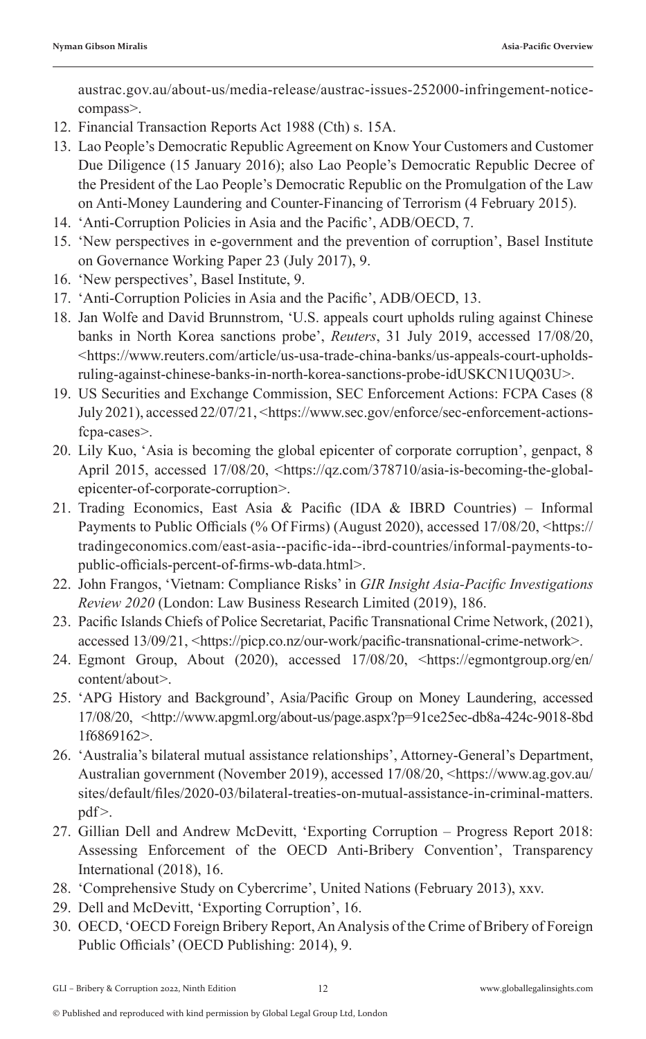austrac.gov.au/about-us/media-release/austrac-issues-252000-infringement-notice-compass>.

12. Financial Transaction Reports Act 1988 (Cth) s. 15A.
13. Lao People's Democratic Republic Agreement on Know Your Customers and Customer Due Diligence (15 January 2016); also Lao People's Democratic Republic Decree of the President of the Lao People's Democratic Republic on the Promulgation of the Law on Anti-Money Laundering and Counter-Financing of Terrorism (4 February 2015).
14. 'Anti-Corruption Policies in Asia and the Pacific', ADB/OECD, 7.
15. 'New perspectives in e-government and the prevention of corruption', Basel Institute on Governance Working Paper 23 (July 2017), 9.
16. 'New perspectives', Basel Institute, 9.
17. 'Anti-Corruption Policies in Asia and the Pacific', ADB/OECD, 13.
18. Jan Wolfe and David Brunnstrom, 'U.S. appeals court upholds ruling against Chinese banks in North Korea sanctions probe', *Reuters*, 31 July 2019, accessed 17/08/20, <https://www.reuters.com/article/us-usa-trade-china-banks/us-appeals-court-upholds-ruling-against-chinese-banks-in-north-korea-sanctions-probe-idUSKCN1UQ03U>.
19. US Securities and Exchange Commission, SEC Enforcement Actions: FCPA Cases (8 July 2021), accessed 22/07/21, <https://www.sec.gov/enforce/sec-enforcement-actions-fcpa-cases>.
20. Lily Kuo, 'Asia is becoming the global epicenter of corporate corruption', genpact, 8 April 2015, accessed 17/08/20, <https://qz.com/378710/asia-is-becoming-the-global-epicenter-of-corporate-corruption>.
21. Trading Economics, East Asia & Pacific (IDA & IBRD Countries) – Informal Payments to Public Officials (% Of Firms) (August 2020), accessed 17/08/20, <https://tradingeconomics.com/east-asia--pacific-ida--ibrd-countries/informal-payments-to-public-officials-percent-of-firms-wb-data.html>.
22. John Frangos, 'Vietnam: Compliance Risks' in *GIR Insight Asia-Pacific Investigations Review 2020* (London: Law Business Research Limited (2019), 186.
23. Pacific Islands Chiefs of Police Secretariat, Pacific Transnational Crime Network, (2021), accessed 13/09/21, <https://picp.co.nz/our-work/pacific-transnational-crime-network>.
24. Egmont Group, About (2020), accessed 17/08/20, <https://egmontgroup.org/en/content/about>.
25. 'APG History and Background', Asia/Pacific Group on Money Laundering, accessed 17/08/20, <http://www.apgml.org/about-us/page.aspx?p=91ce25ec-db8a-424c-9018-8bd1f6869162>.
26. 'Australia's bilateral mutual assistance relationships', Attorney-General's Department, Australian government (November 2019), accessed 17/08/20, <https://www.ag.gov.au/sites/default/files/2020-03/bilateral-treaties-on-mutual-assistance-in-criminal-matters.pdf>.
27. Gillian Dell and Andrew McDevitt, 'Exporting Corruption – Progress Report 2018: Assessing Enforcement of the OECD Anti-Bribery Convention', Transparency International (2018), 16.
28. 'Comprehensive Study on Cybercrime', United Nations (February 2013), xxv.
29. Dell and McDevitt, 'Exporting Corruption', 16.
30. OECD, 'OECD Foreign Bribery Report, An Analysis of the Crime of Bribery of Foreign Public Officials' (OECD Publishing: 2014), 9.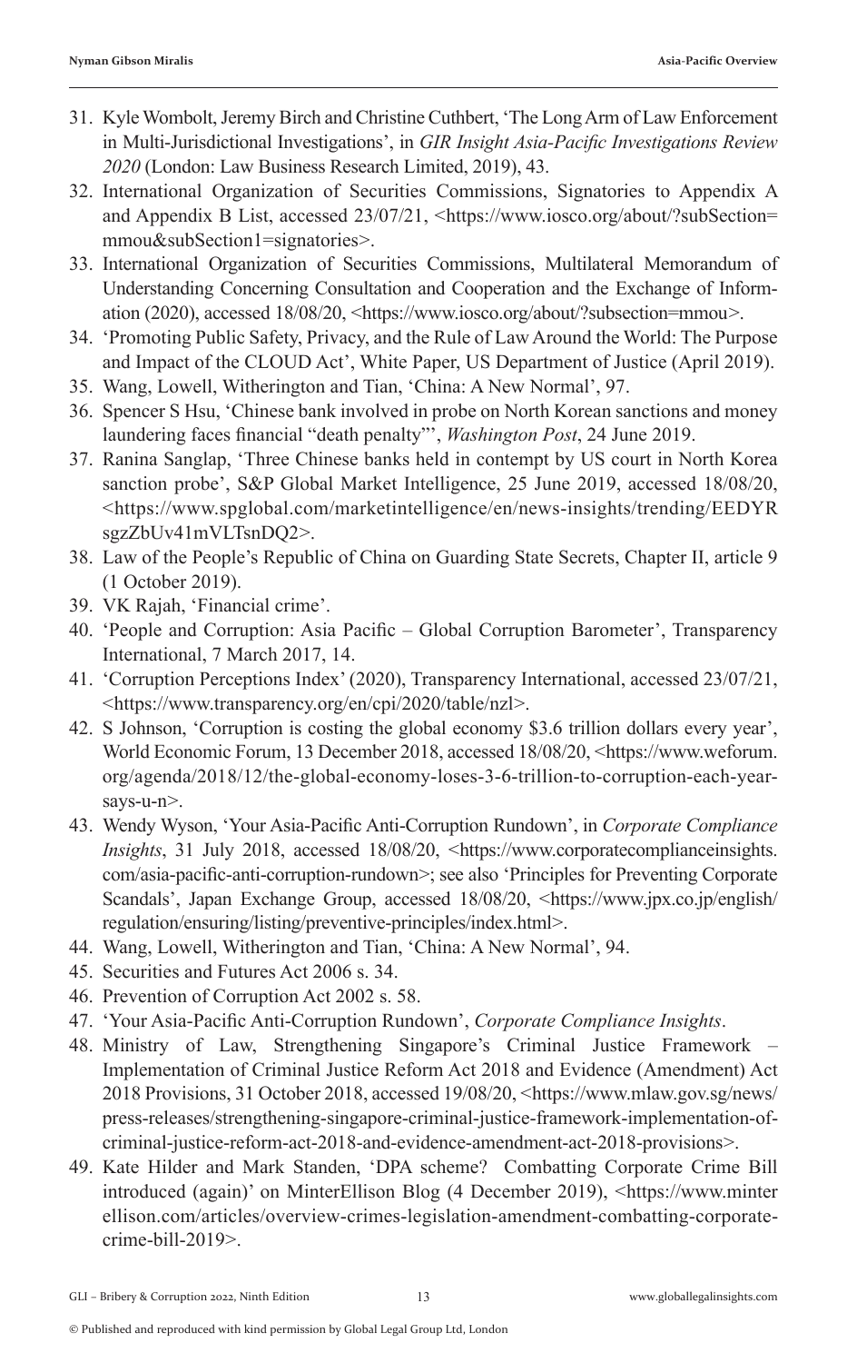31. Kyle Wombolt, Jeremy Birch and Christine Cuthbert, 'The Long Arm of Law Enforcement in Multi-Jurisdictional Investigations', in *GIR Insight Asia-Pacific Investigations Review 2020* (London: Law Business Research Limited, 2019), 43.
32. International Organization of Securities Commissions, Signatories to Appendix A and Appendix B List, accessed 23/07/21, <https://www.iosco.org/about/?subSection=mmou&subSection1=signatories>.
33. International Organization of Securities Commissions, Multilateral Memorandum of Understanding Concerning Consultation and Cooperation and the Exchange of Information (2020), accessed 18/08/20, <https://www.iosco.org/about/?subsection=mmou>.
34. 'Promoting Public Safety, Privacy, and the Rule of Law Around the World: The Purpose and Impact of the CLOUD Act', White Paper, US Department of Justice (April 2019).
35. Wang, Lowell, Witherington and Tian, 'China: A New Normal', 97.
36. Spencer S Hsu, 'Chinese bank involved in probe on North Korean sanctions and money laundering faces financial "death penalty"', *Washington Post*, 24 June 2019.
37. Ranina Sanglap, 'Three Chinese banks held in contempt by US court in North Korea sanction probe', S&P Global Market Intelligence, 25 June 2019, accessed 18/08/20, <https://www.spglobal.com/marketintelligence/en/news-insights/trending/EEDYRsgzZbUv41mVLTsnDQ2>.
38. Law of the People's Republic of China on Guarding State Secrets, Chapter II, article 9 (1 October 2019).
39. VK Rajah, 'Financial crime'.
40. 'People and Corruption: Asia Pacific – Global Corruption Barometer', Transparency International, 7 March 2017, 14.
41. 'Corruption Perceptions Index' (2020), Transparency International, accessed 23/07/21, <https://www.transparency.org/en/cpi/2020/table/nzl>.
42. S Johnson, 'Corruption is costing the global economy $3.6 trillion dollars every year', World Economic Forum, 13 December 2018, accessed 18/08/20, <https://www.weforum.org/agenda/2018/12/the-global-economy-loses-3-6-trillion-to-corruption-each-year-says-u-n>.
43. Wendy Wyson, 'Your Asia-Pacific Anti-Corruption Rundown', in *Corporate Compliance Insights*, 31 July 2018, accessed 18/08/20, <https://www.corporatecomplianceinsights.com/asia-pacific-anti-corruption-rundown>; see also 'Principles for Preventing Corporate Scandals', Japan Exchange Group, accessed 18/08/20, <https://www.jpx.co.jp/english/regulation/ensuring/listing/preventive-principles/index.html>.
44. Wang, Lowell, Witherington and Tian, 'China: A New Normal', 94.
45. Securities and Futures Act 2006 s. 34.
46. Prevention of Corruption Act 2002 s. 58.
47. 'Your Asia-Pacific Anti-Corruption Rundown', *Corporate Compliance Insights*.
48. Ministry of Law, Strengthening Singapore's Criminal Justice Framework – Implementation of Criminal Justice Reform Act 2018 and Evidence (Amendment) Act 2018 Provisions, 31 October 2018, accessed 19/08/20, <https://www.mlaw.gov.sg/news/press-releases/strengthening-singapore-criminal-justice-framework-implementation-of-criminal-justice-reform-act-2018-and-evidence-amendment-act-2018-provisions>.
49. Kate Hilder and Mark Standen, 'DPA scheme? Combatting Corporate Crime Bill introduced (again)' on MinterEllison Blog (4 December 2019), <https://www.minterellison.com/articles/overview-crimes-legislation-amendment-combatting-corporate-crime-bill-2019>.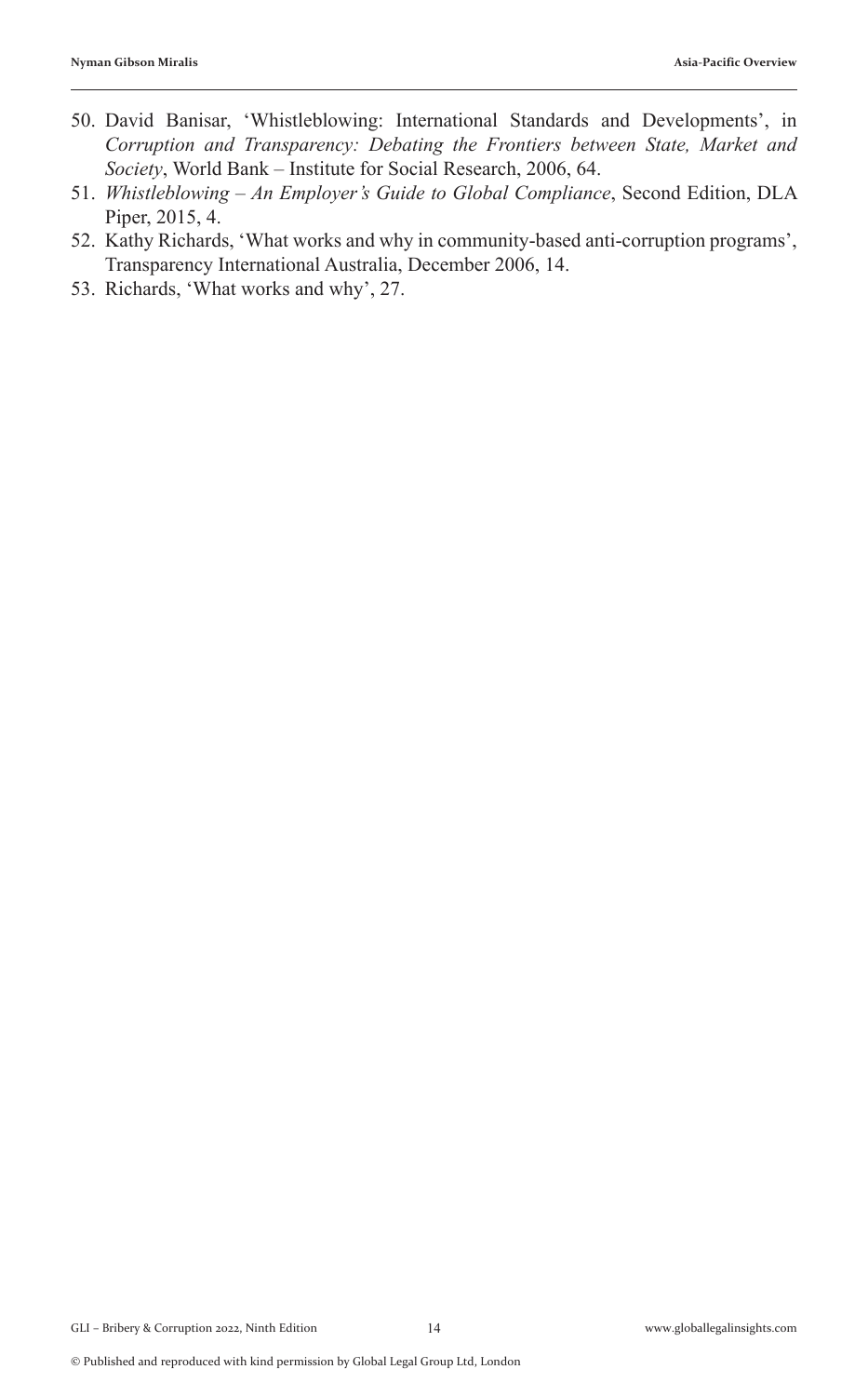50. David Banisar, 'Whistleblowing: International Standards and Developments', in *Corruption and Transparency: Debating the Frontiers between State, Market and Society*, World Bank – Institute for Social Research, 2006, 64.
51. *Whistleblowing – An Employer's Guide to Global Compliance*, Second Edition, DLA Piper, 2015, 4.
52. Kathy Richards, 'What works and why in community-based anti-corruption programs', Transparency International Australia, December 2006, 14.
53. Richards, 'What works and why', 27.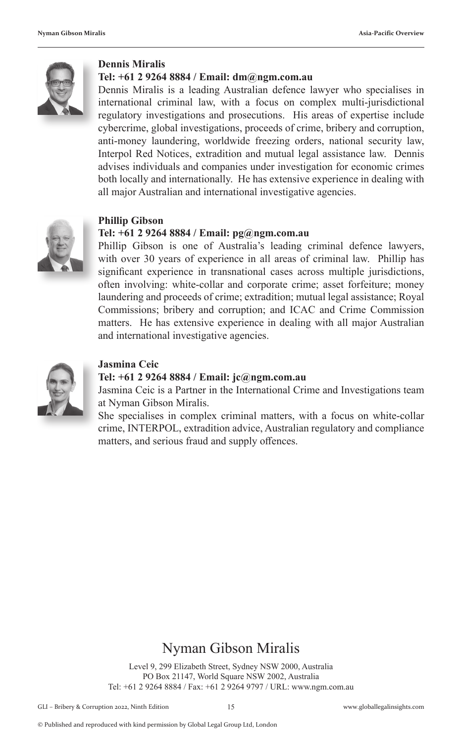**Dennis Miralis**

**Tel: +61 2 9264 8884 / Email: dm@ngm.com.au**

Dennis Miralis is a leading Australian defence lawyer who specialises in international criminal law, with a focus on complex multi-jurisdictional regulatory investigations and prosecutions. His areas of expertise include cybercrime, global investigations, proceeds of crime, bribery and corruption, anti-money laundering, worldwide freezing orders, national security law, Interpol Red Notices, extradition and mutual legal assistance law. Dennis advises individuals and companies under investigation for economic crimes both locally and internationally. He has extensive experience in dealing with all major Australian and international investigative agencies.

**Phillip Gibson**

**Tel: +61 2 9264 8884 / Email: pg@ngm.com.au**

Phillip Gibson is one of Australia's leading criminal defence lawyers, with over 30 years of experience in all areas of criminal law. Phillip has significant experience in transnational cases across multiple jurisdictions, often involving: white-collar and corporate crime; asset forfeiture; money laundering and proceeds of crime; extradition; mutual legal assistance; Royal Commissions; bribery and corruption; and ICAC and Crime Commission matters. He has extensive experience in dealing with all major Australian and international investigative agencies.

**Jasmina Ceic**

**Tel: +61 2 9264 8884 / Email: jc@ngm.com.au**

Jasmina Ceic is a Partner in the International Crime and Investigations team at Nyman Gibson Miralis.

She specialises in complex criminal matters, with a focus on white-collar crime, INTERPOL, extradition advice, Australian regulatory and compliance matters, and serious fraud and supply offences.

## Nyman Gibson Miralis

Level 9, 299 Elizabeth Street, Sydney NSW 2000, Australia
PO Box 21147, World Square NSW 2002, Australia
Tel: +61 2 9264 8884 / Fax: +61 2 9264 9797 / URL: www.ngm.com.au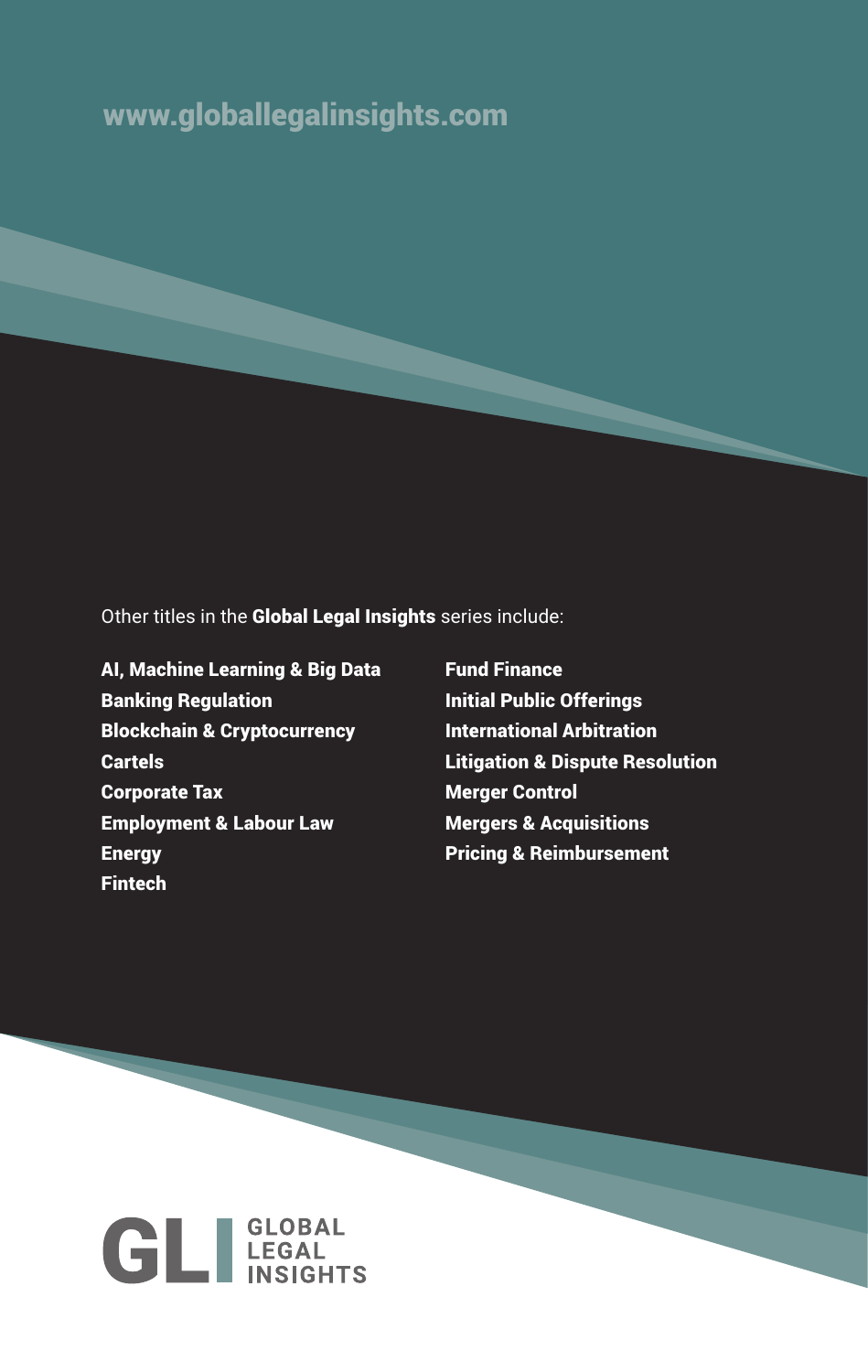www.globallegalinsights.com

Other titles in the **Global Legal Insights** series include:

**AI, Machine Learning & Big Data**
**Banking Regulation**
**Blockchain & Cryptocurrency**
**Cartels**
**Corporate Tax**
**Employment & Labour Law**
**Energy**
**Fintech**
**Fund Finance**
**Initial Public Offerings**
**International Arbitration**
**Litigation & Dispute Resolution**
**Merger Control**
**Mergers & Acquisitions**
**Pricing & Reimbursement**

GLI GLOBAL LEGAL INSIGHTS